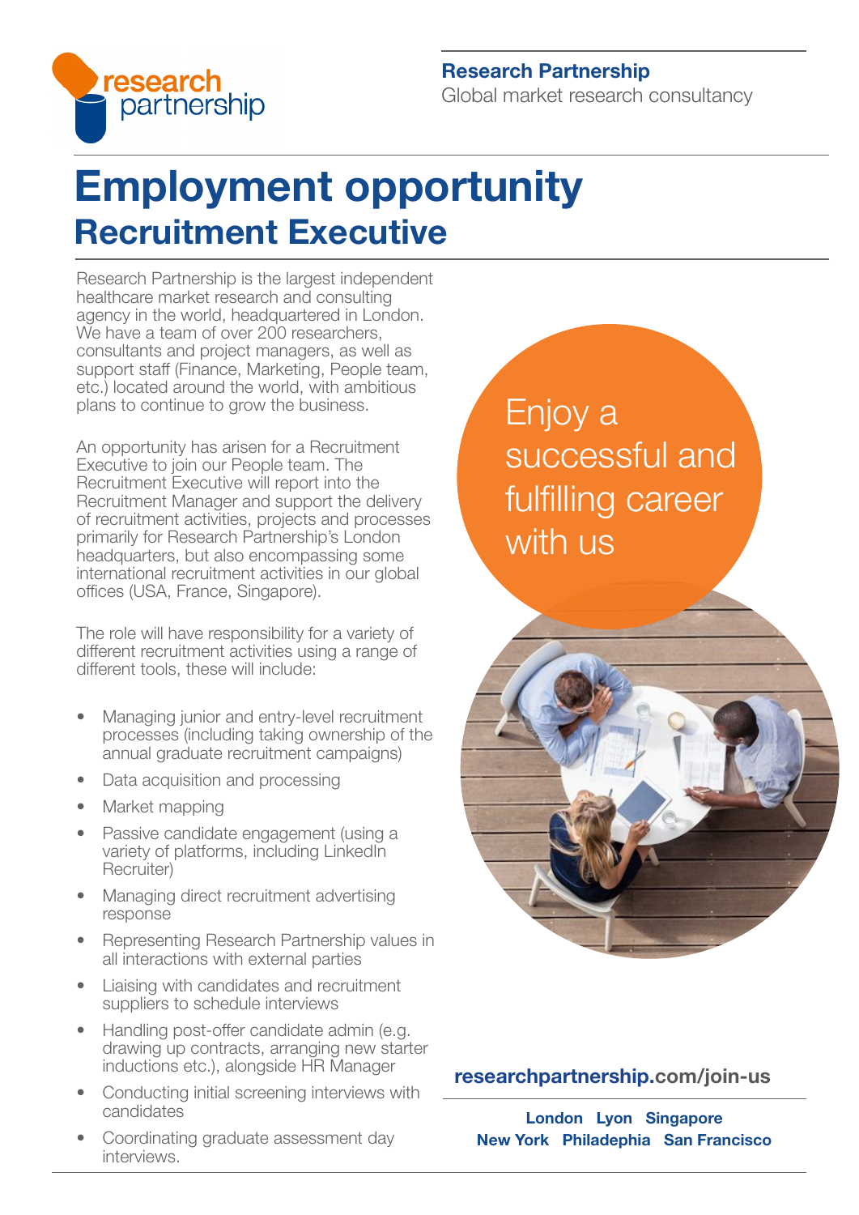research partnership

**Research Partnership**
Global market research consultancy

# Employment opportunity

## Recruitment Executive

Research Partnership is the largest independent healthcare market research and consulting agency in the world, headquartered in London. We have a team of over 200 researchers, consultants and project managers, as well as support staff (Finance, Marketing, People team, etc.) located around the world, with ambitious plans to continue to grow the business.

An opportunity has arisen for a Recruitment Executive to join our People team. The Recruitment Executive will report into the Recruitment Manager and support the delivery of recruitment activities, projects and processes primarily for Research Partnership's London headquarters, but also encompassing some international recruitment activities in our global offices (USA, France, Singapore).

The role will have responsibility for a variety of different recruitment activities using a range of different tools, these will include:

- Managing junior and entry-level recruitment processes (including taking ownership of the annual graduate recruitment campaigns)
- Data acquisition and processing
- Market mapping
- Passive candidate engagement (using a variety of platforms, including LinkedIn Recruiter)
- Managing direct recruitment advertising response
- Representing Research Partnership values in all interactions with external parties
- Liaising with candidates and recruitment suppliers to schedule interviews
- Handling post-offer candidate admin (e.g. drawing up contracts, arranging new starter inductions etc.), alongside HR Manager
- Conducting initial screening interviews with candidates
- Coordinating graduate assessment day interviews.

Enjoy a successful and fulfilling career with us

**researchpartnership.com/join-us**

**London Lyon Singapore
New York Philadephia San Francisco**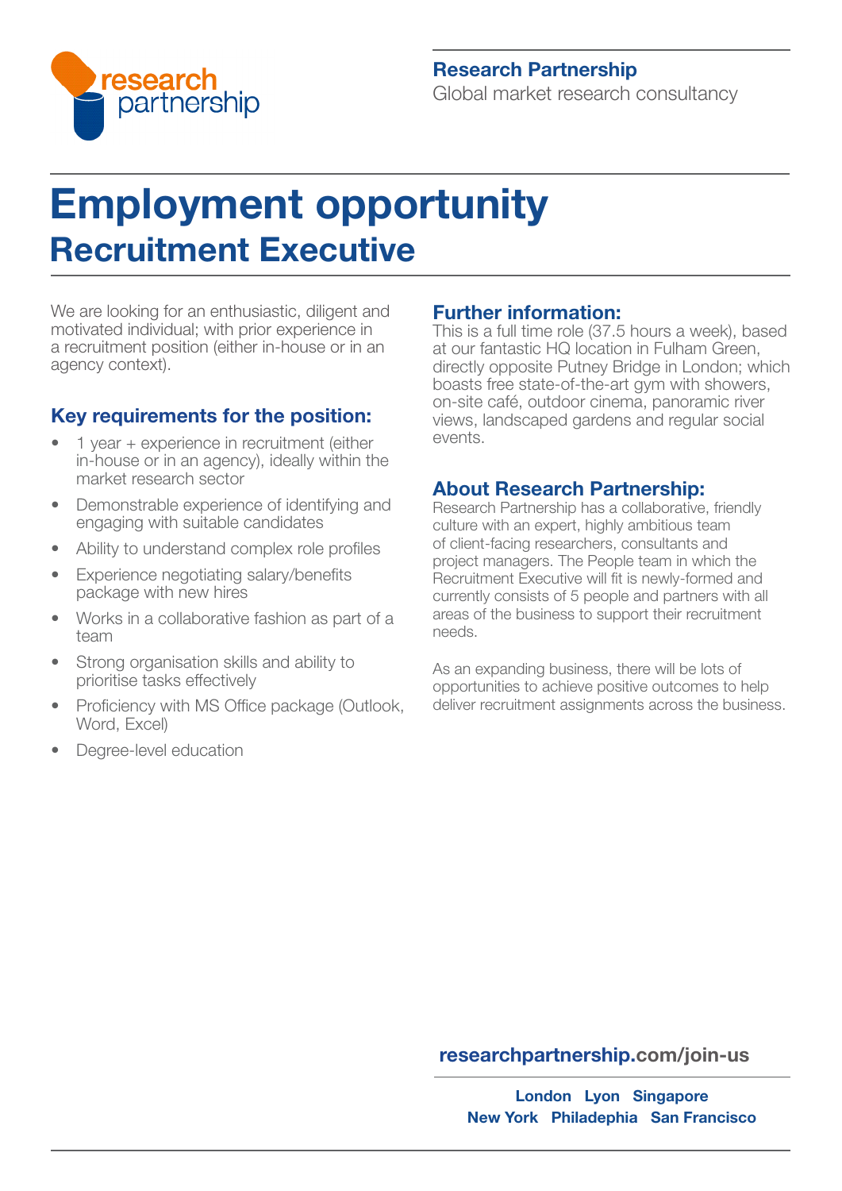**Research Partnership**
Global market research consultancy

# Employment opportunity

## Recruitment Executive

We are looking for an enthusiastic, diligent and motivated individual; with prior experience in a recruitment position (either in-house or in an agency context).

### Key requirements for the position:

- 1 year + experience in recruitment (either in-house or in an agency), ideally within the market research sector
- Demonstrable experience of identifying and engaging with suitable candidates
- Ability to understand complex role profiles
- Experience negotiating salary/benefits package with new hires
- Works in a collaborative fashion as part of a team
- Strong organisation skills and ability to prioritise tasks effectively
- Proficiency with MS Office package (Outlook, Word, Excel)
- Degree-level education

### Further information:

This is a full time role (37.5 hours a week), based at our fantastic HQ location in Fulham Green, directly opposite Putney Bridge in London; which boasts free state-of-the-art gym with showers, on-site café, outdoor cinema, panoramic river views, landscaped gardens and regular social events.

### About Research Partnership:

Research Partnership has a collaborative, friendly culture with an expert, highly ambitious team of client-facing researchers, consultants and project managers. The People team in which the Recruitment Executive will fit is newly-formed and currently consists of 5 people and partners with all areas of the business to support their recruitment needs.

As an expanding business, there will be lots of opportunities to achieve positive outcomes to help deliver recruitment assignments across the business.

**researchpartnership.com/join-us**

**London Lyon Singapore**
**New York Philadephia San Francisco**